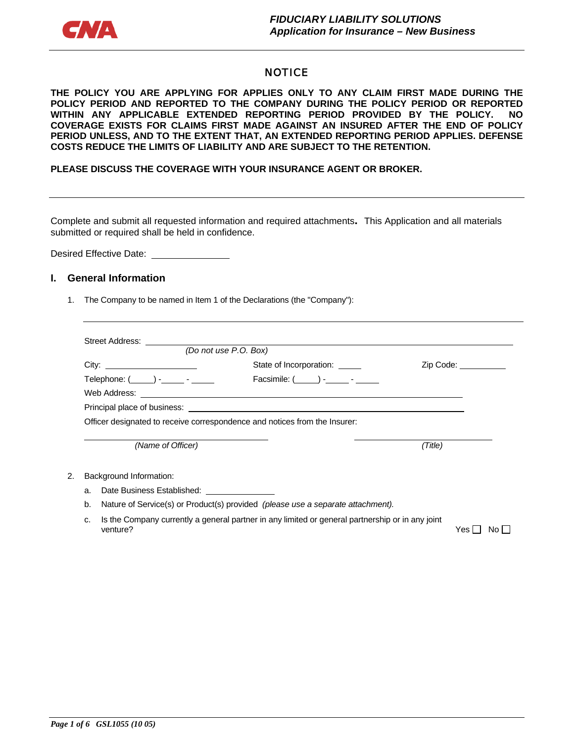**FIDUCIARY LIABILITY SOLUTIONS**
***Application for Insurance – New Business***

## NOTICE

**THE POLICY YOU ARE APPLYING FOR APPLIES ONLY TO ANY CLAIM FIRST MADE DURING THE POLICY PERIOD AND REPORTED TO THE COMPANY DURING THE POLICY PERIOD OR REPORTED WITHIN ANY APPLICABLE EXTENDED REPORTING PERIOD PROVIDED BY THE POLICY. NO COVERAGE EXISTS FOR CLAIMS FIRST MADE AGAINST AN INSURED AFTER THE END OF POLICY PERIOD UNLESS, AND TO THE EXTENT THAT, AN EXTENDED REPORTING PERIOD APPLIES. DEFENSE COSTS REDUCE THE LIMITS OF LIABILITY AND ARE SUBJECT TO THE RETENTION.**

**PLEASE DISCUSS THE COVERAGE WITH YOUR INSURANCE AGENT OR BROKER.**

---

Complete and submit all requested information and required attachments**.** This Application and all materials submitted or required shall be held in confidence.

Desired Effective Date: ______________

## I. General Information

1. The Company to be named in Item 1 of the Declarations (the "Company"):

   ____________________________________________________________

   Street Address: ____________________________________________
   *(Do not use P.O. Box)*

   City: __________________ State of Incorporation: _____ Zip Code: __________

   Telephone: (_____) -_____ - _____ Facsimile: (_____) -_____ - _____

   Web Address: ______________________________________________

   Principal place of business: __________________________________

   Officer designated to receive correspondence and notices from the Insurer:

   ______________________________ ______________________
   *(Name of Officer)* *(Title)*

2. Background Information:

   a. Date Business Established: ______________

   b. Nature of Service(s) or Product(s) provided *(please use a separate attachment).*

   c. Is the Company currently a general partner in any limited or general partnership or in any joint venture? Yes ☐ No ☐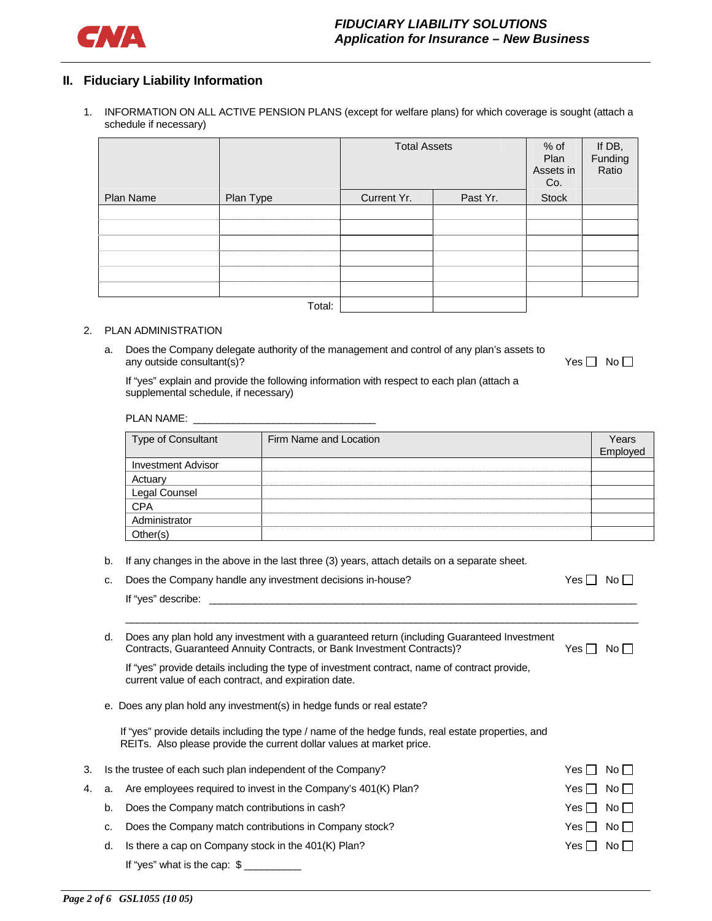## II. Fiduciary Liability Information

1. INFORMATION ON ALL ACTIVE PENSION PLANS (except for welfare plans) for which coverage is sought (attach a schedule if necessary)

| | | Total Assets | | % of Plan Assets in Co. | If DB, Funding Ratio |
|---|---|---|---|---|---|
| Plan Name | Plan Type | Current Yr. | Past Yr. | Stock | |
| | | | | | |
| | | | | | |
| | | | | | |
| | | | | | |
| | | | | | |
| | | | | | |
| | Total: | | | | |

2. PLAN ADMINISTRATION

   a. Does the Company delegate authority of the management and control of any plan's assets to any outside consultant(s)? Yes ☐ No ☐

   If "yes" explain and provide the following information with respect to each plan (attach a supplemental schedule, if necessary)

   PLAN NAME: _______________________________

| Type of Consultant | Firm Name and Location | Years Employed |
|---|---|---|
| Investment Advisor | | |
| Actuary | | |
| Legal Counsel | | |
| CPA | | |
| Administrator | | |
| Other(s) | | |

   b. If any changes in the above in the last three (3) years, attach details on a separate sheet.

   c. Does the Company handle any investment decisions in-house? Yes ☐ No ☐

   If "yes" describe: ____________________________________________________________________

   ____________________________________________________________________________________

   d. Does any plan hold any investment with a guaranteed return (including Guaranteed Investment Contracts, Guaranteed Annuity Contracts, or Bank Investment Contracts)? Yes ☐ No ☐

   If "yes" provide details including the type of investment contract, name of contract provide, current value of each contract, and expiration date.

   e. Does any plan hold any investment(s) in hedge funds or real estate?

   If "yes" provide details including the type / name of the hedge funds, real estate properties, and REITs. Also please provide the current dollar values at market price.

3. Is the trustee of each such plan independent of the Company? Yes ☐ No ☐

4. a. Are employees required to invest in the Company's 401(K) Plan? Yes ☐ No ☐

   b. Does the Company match contributions in cash? Yes ☐ No ☐

   c. Does the Company match contributions in Company stock? Yes ☐ No ☐

   d. Is there a cap on Company stock in the 401(K) Plan? Yes ☐ No ☐

   If "yes" what is the cap: $ __________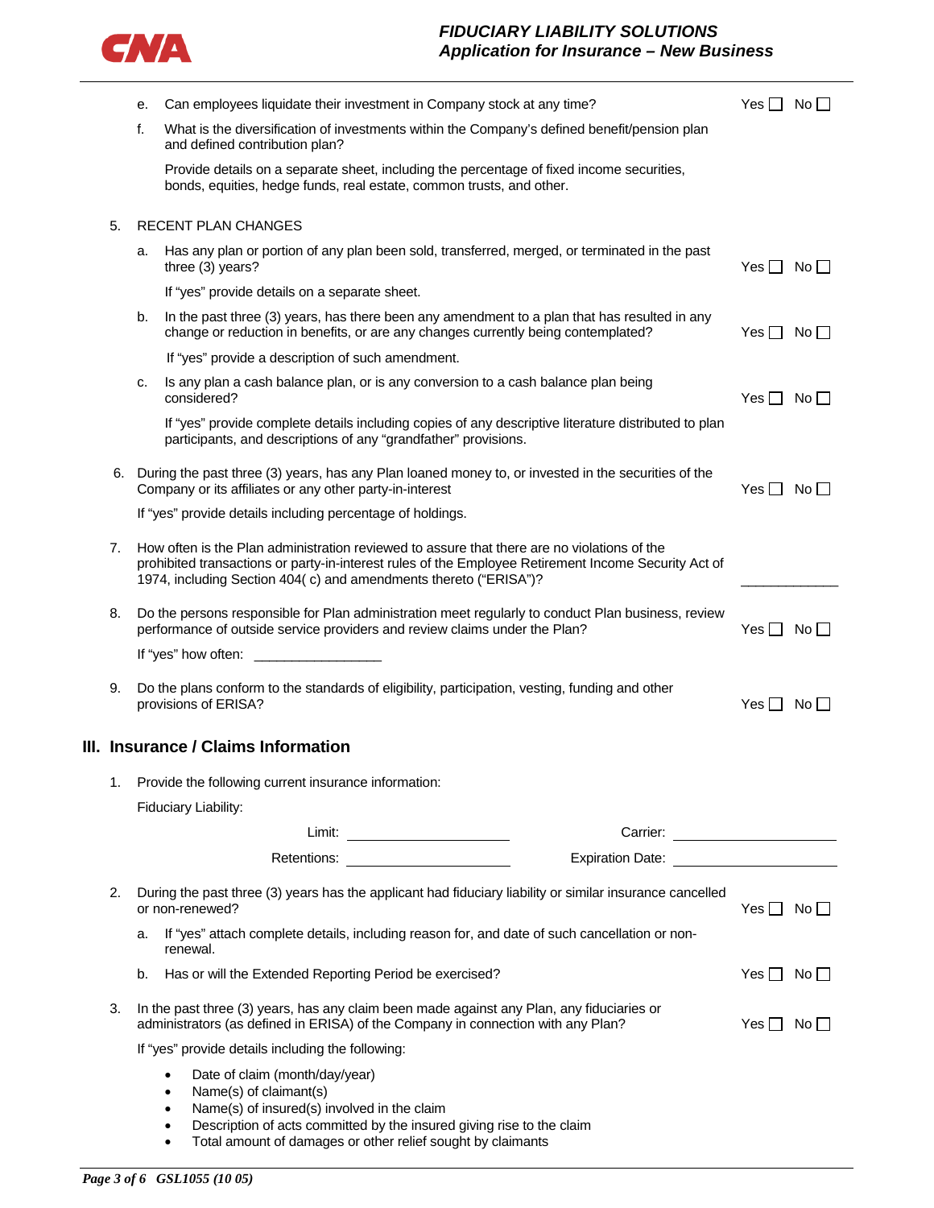e. Can employees liquidate their investment in Company stock at any time? Yes ☐ No ☐

f. What is the diversification of investments within the Company's defined benefit/pension plan and defined contribution plan?

Provide details on a separate sheet, including the percentage of fixed income securities, bonds, equities, hedge funds, real estate, common trusts, and other.

5. RECENT PLAN CHANGES

a. Has any plan or portion of any plan been sold, transferred, merged, or terminated in the past three (3) years? Yes ☐ No ☐

If "yes" provide details on a separate sheet.

b. In the past three (3) years, has there been any amendment to a plan that has resulted in any change or reduction in benefits, or are any changes currently being contemplated? Yes ☐ No ☐

If "yes" provide a description of such amendment.

c. Is any plan a cash balance plan, or is any conversion to a cash balance plan being considered? Yes ☐ No ☐

If "yes" provide complete details including copies of any descriptive literature distributed to plan participants, and descriptions of any "grandfather" provisions.

6. During the past three (3) years, has any Plan loaned money to, or invested in the securities of the Company or its affiliates or any other party-in-interest Yes ☐ No ☐

If "yes" provide details including percentage of holdings.

7. How often is the Plan administration reviewed to assure that there are no violations of the prohibited transactions or party-in-interest rules of the Employee Retirement Income Security Act of 1974, including Section 404( c) and amendments thereto ("ERISA")? ____________

8. Do the persons responsible for Plan administration meet regularly to conduct Plan business, review performance of outside service providers and review claims under the Plan? Yes ☐ No ☐

If "yes" how often: ________________

9. Do the plans conform to the standards of eligibility, participation, vesting, funding and other provisions of ERISA? Yes ☐ No ☐

## III. Insurance / Claims Information

1. Provide the following current insurance information:

Fiduciary Liability:

Limit: ____________________ Carrier: ____________________

Retentions: ____________________ Expiration Date: ____________________

2. During the past three (3) years has the applicant had fiduciary liability or similar insurance cancelled or non-renewed? Yes ☐ No ☐

a. If "yes" attach complete details, including reason for, and date of such cancellation or non-renewal.

b. Has or will the Extended Reporting Period be exercised? Yes ☐ No ☐

3. In the past three (3) years, has any claim been made against any Plan, any fiduciaries or administrators (as defined in ERISA) of the Company in connection with any Plan? Yes ☐ No ☐

If "yes" provide details including the following:

- Date of claim (month/day/year)
- Name(s) of claimant(s)
- Name(s) of insured(s) involved in the claim
- Description of acts committed by the insured giving rise to the claim
- Total amount of damages or other relief sought by claimants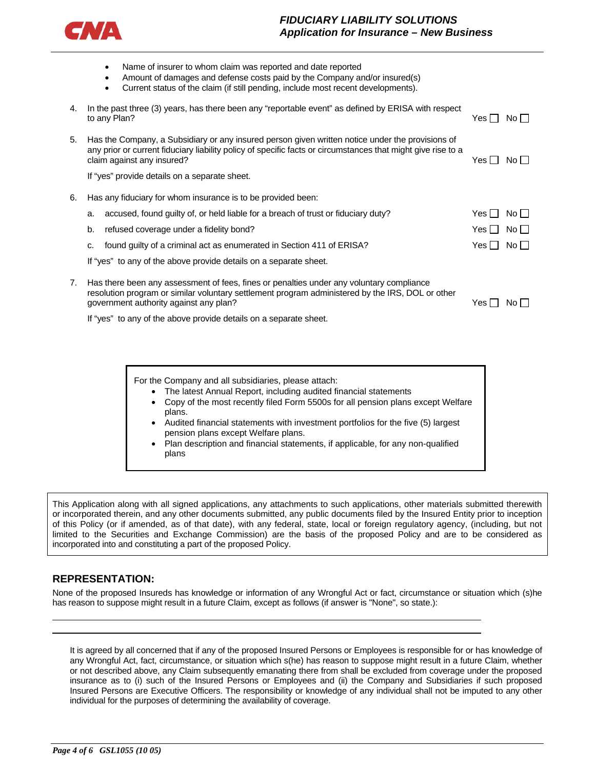- Name of insurer to whom claim was reported and date reported
- Amount of damages and defense costs paid by the Company and/or insured(s)
- Current status of the claim (if still pending, include most recent developments).

4. In the past three (3) years, has there been any "reportable event" as defined by ERISA with respect to any Plan? Yes ☐ No ☐

5. Has the Company, a Subsidiary or any insured person given written notice under the provisions of any prior or current fiduciary liability policy of specific facts or circumstances that might give rise to a claim against any insured? Yes ☐ No ☐

   If "yes" provide details on a separate sheet.

6. Has any fiduciary for whom insurance is to be provided been:

   a. accused, found guilty of, or held liable for a breach of trust or fiduciary duty? Yes ☐ No ☐

   b. refused coverage under a fidelity bond? Yes ☐ No ☐

   c. found guilty of a criminal act as enumerated in Section 411 of ERISA? Yes ☐ No ☐

   If "yes" to any of the above provide details on a separate sheet.

7. Has there been any assessment of fees, fines or penalties under any voluntary compliance resolution program or similar voluntary settlement program administered by the IRS, DOL or other government authority against any plan? Yes ☐ No ☐

   If "yes" to any of the above provide details on a separate sheet.

For the Company and all subsidiaries, please attach:

- The latest Annual Report, including audited financial statements
- Copy of the most recently filed Form 5500s for all pension plans except Welfare plans.
- Audited financial statements with investment portfolios for the five (5) largest pension plans except Welfare plans.
- Plan description and financial statements, if applicable, for any non-qualified plans

This Application along with all signed applications, any attachments to such applications, other materials submitted therewith or incorporated therein, and any other documents submitted, any public documents filed by the Insured Entity prior to inception of this Policy (or if amended, as of that date), with any federal, state, local or foreign regulatory agency, (including, but not limited to the Securities and Exchange Commission) are the basis of the proposed Policy and are to be considered as incorporated into and constituting a part of the proposed Policy.

## REPRESENTATION:

None of the proposed Insureds has knowledge or information of any Wrongful Act or fact, circumstance or situation which (s)he has reason to suppose might result in a future Claim, except as follows (if answer is "None", so state.):

\_\_\_\_\_\_\_\_\_\_\_\_\_\_\_\_\_\_\_\_\_\_\_\_\_\_\_\_\_\_\_\_\_\_\_\_\_\_\_\_\_\_\_\_\_\_\_\_\_\_\_\_\_\_\_\_\_\_\_\_\_\_\_\_\_\_\_\_\_\_\_\_

\_\_\_\_\_\_\_\_\_\_\_\_\_\_\_\_\_\_\_\_\_\_\_\_\_\_\_\_\_\_\_\_\_\_\_\_\_\_\_\_\_\_\_\_\_\_\_\_\_\_\_\_\_\_\_\_\_\_\_\_\_\_\_\_\_\_\_\_\_\_\_\_

It is agreed by all concerned that if any of the proposed Insured Persons or Employees is responsible for or has knowledge of any Wrongful Act, fact, circumstance, or situation which s(he) has reason to suppose might result in a future Claim, whether or not described above, any Claim subsequently emanating there from shall be excluded from coverage under the proposed insurance as to (i) such of the Insured Persons or Employees and (ii) the Company and Subsidiaries if such proposed Insured Persons are Executive Officers. The responsibility or knowledge of any individual shall not be imputed to any other individual for the purposes of determining the availability of coverage.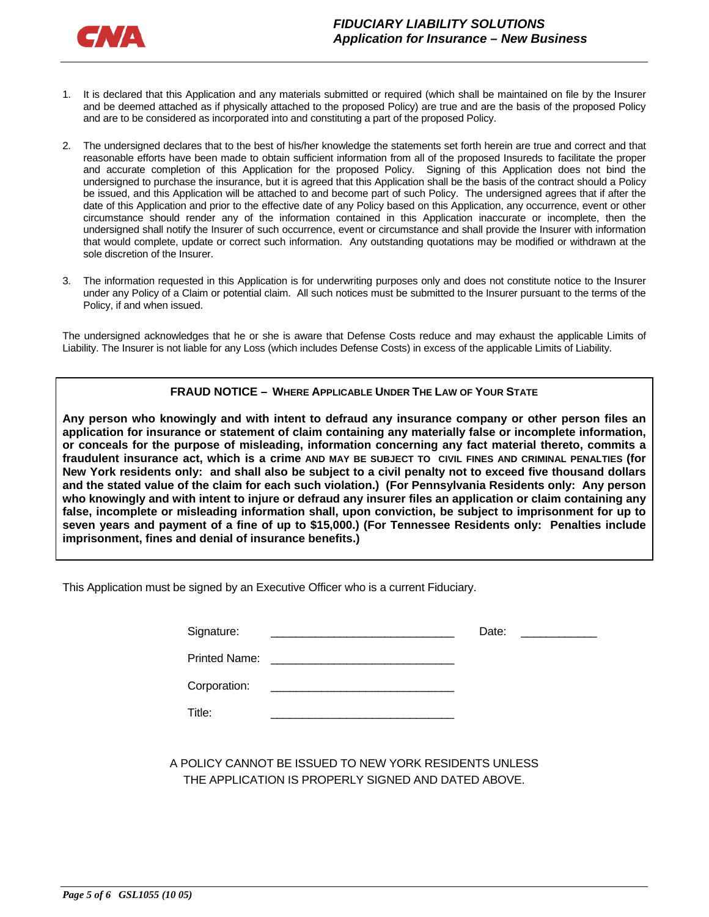1. It is declared that this Application and any materials submitted or required (which shall be maintained on file by the Insurer and be deemed attached as if physically attached to the proposed Policy) are true and are the basis of the proposed Policy and are to be considered as incorporated into and constituting a part of the proposed Policy.

2. The undersigned declares that to the best of his/her knowledge the statements set forth herein are true and correct and that reasonable efforts have been made to obtain sufficient information from all of the proposed Insureds to facilitate the proper and accurate completion of this Application for the proposed Policy. Signing of this Application does not bind the undersigned to purchase the insurance, but it is agreed that this Application shall be the basis of the contract should a Policy be issued, and this Application will be attached to and become part of such Policy. The undersigned agrees that if after the date of this Application and prior to the effective date of any Policy based on this Application, any occurrence, event or other circumstance should render any of the information contained in this Application inaccurate or incomplete, then the undersigned shall notify the Insurer of such occurrence, event or circumstance and shall provide the Insurer with information that would complete, update or correct such information. Any outstanding quotations may be modified or withdrawn at the sole discretion of the Insurer.

3. The information requested in this Application is for underwriting purposes only and does not constitute notice to the Insurer under any Policy of a Claim or potential claim. All such notices must be submitted to the Insurer pursuant to the terms of the Policy, if and when issued.

The undersigned acknowledges that he or she is aware that Defense Costs reduce and may exhaust the applicable Limits of Liability. The Insurer is not liable for any Loss (which includes Defense Costs) in excess of the applicable Limits of Liability.

**FRAUD NOTICE – WHERE APPLICABLE UNDER THE LAW OF YOUR STATE**

**Any person who knowingly and with intent to defraud any insurance company or other person files an application for insurance or statement of claim containing any materially false or incomplete information, or conceals for the purpose of misleading, information concerning any fact material thereto, commits a fraudulent insurance act, which is a crime AND MAY BE SUBJECT TO CIVIL FINES AND CRIMINAL PENALTIES (for New York residents only: and shall also be subject to a civil penalty not to exceed five thousand dollars and the stated value of the claim for each such violation.) (For Pennsylvania Residents only: Any person who knowingly and with intent to injure or defraud any insurer files an application or claim containing any false, incomplete or misleading information shall, upon conviction, be subject to imprisonment for up to seven years and payment of a fine of up to $15,000.) (For Tennessee Residents only: Penalties include imprisonment, fines and denial of insurance benefits.)**

This Application must be signed by an Executive Officer who is a current Fiduciary.

Signature: ____________________________ Date: ____________

Printed Name: ____________________________

Corporation: ____________________________

Title: ____________________________

A POLICY CANNOT BE ISSUED TO NEW YORK RESIDENTS UNLESS THE APPLICATION IS PROPERLY SIGNED AND DATED ABOVE.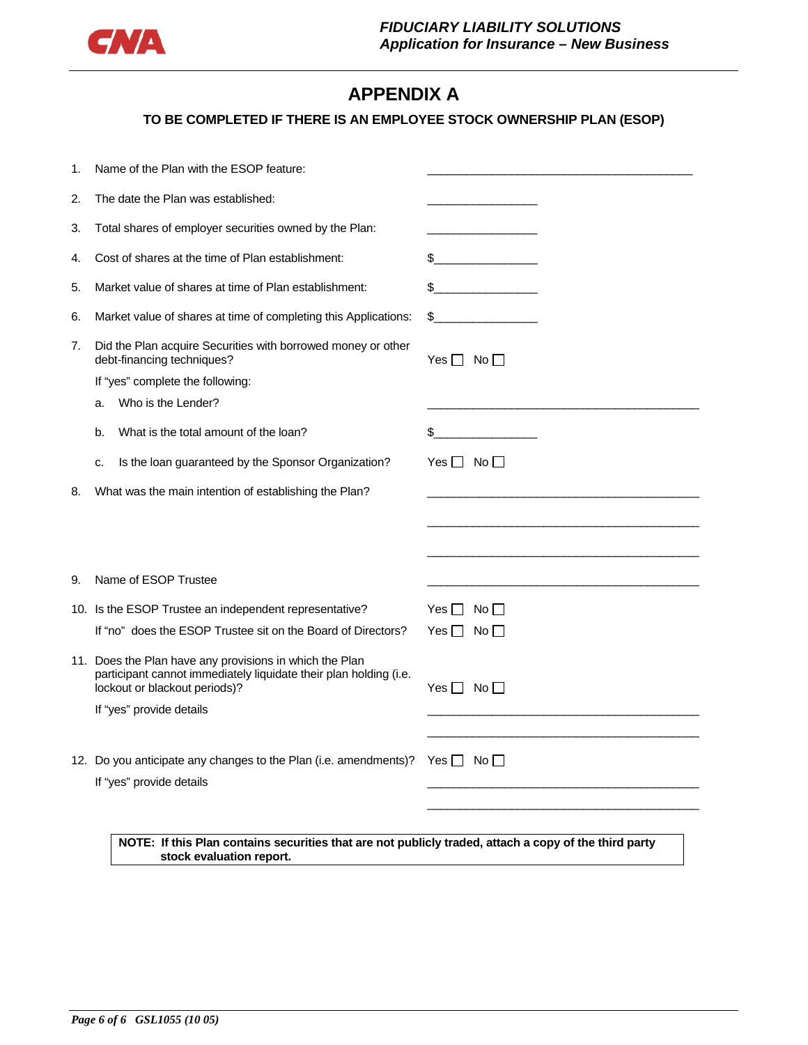# APPENDIX A

### TO BE COMPLETED IF THERE IS AN EMPLOYEE STOCK OWNERSHIP PLAN (ESOP)

1. Name of the Plan with the ESOP feature: ________________________________________

2. The date the Plan was established: ________________

3. Total shares of employer securities owned by the Plan: ________________

4. Cost of shares at the time of Plan establishment: $________________

5. Market value of shares at time of Plan establishment: $________________

6. Market value of shares at time of completing this Applications: $________________

7. Did the Plan acquire Securities with borrowed money or other debt-financing techniques? Yes ☐ No ☐

   If "yes" complete the following:

   a. Who is the Lender? ________________________________________

   b. What is the total amount of the loan? $________________

   c. Is the loan guaranteed by the Sponsor Organization? Yes ☐ No ☐

8. What was the main intention of establishing the Plan? ________________________________________

   ________________________________________

   ________________________________________

9. Name of ESOP Trustee ________________________________________

10. Is the ESOP Trustee an independent representative? Yes ☐ No ☐

    If "no" does the ESOP Trustee sit on the Board of Directors? Yes ☐ No ☐

11. Does the Plan have any provisions in which the Plan participant cannot immediately liquidate their plan holding (i.e. lockout or blackout periods)? Yes ☐ No ☐

    If "yes" provide details ________________________________________

    ________________________________________

12. Do you anticipate any changes to the Plan (i.e. amendments)? Yes ☐ No ☐

    If "yes" provide details ________________________________________

    ________________________________________

**NOTE: If this Plan contains securities that are not publicly traded, attach a copy of the third party stock evaluation report.**